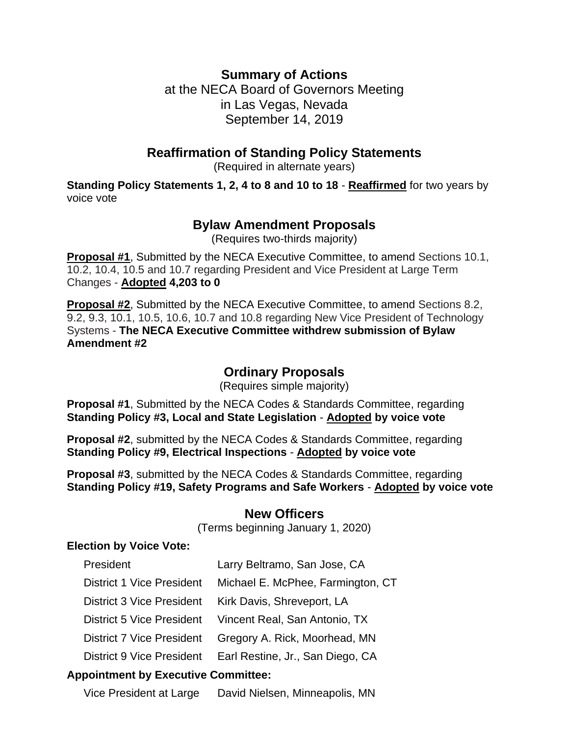# Summary of Actions

at the NECA Board of Governors Meeting
in Las Vegas, Nevada
September 14, 2019

## Reaffirmation of Standing Policy Statements

(Required in alternate years)

**Standing Policy Statements 1, 2, 4 to 8 and 10 to 18** - **Reaffirmed** for two years by voice vote

## Bylaw Amendment Proposals

(Requires two-thirds majority)

**Proposal #1**, Submitted by the NECA Executive Committee, to amend Sections 10.1, 10.2, 10.4, 10.5 and 10.7 regarding President and Vice President at Large Term Changes - **Adopted 4,203 to 0**

**Proposal #2**, Submitted by the NECA Executive Committee, to amend Sections 8.2, 9.2, 9.3, 10.1, 10.5, 10.6, 10.7 and 10.8 regarding New Vice President of Technology Systems - **The NECA Executive Committee withdrew submission of Bylaw Amendment #2**

## Ordinary Proposals

(Requires simple majority)

**Proposal #1**, Submitted by the NECA Codes & Standards Committee, regarding **Standing Policy #3, Local and State Legislation** - **Adopted by voice vote**

**Proposal #2**, submitted by the NECA Codes & Standards Committee, regarding **Standing Policy #9, Electrical Inspections** - **Adopted by voice vote**

**Proposal #3**, submitted by the NECA Codes & Standards Committee, regarding **Standing Policy #19, Safety Programs and Safe Workers** - **Adopted by voice vote**

## New Officers

(Terms beginning January 1, 2020)

**Election by Voice Vote:**

| | |
|---|---|
| President | Larry Beltramo, San Jose, CA |
| District 1 Vice President | Michael E. McPhee, Farmington, CT |
| District 3 Vice President | Kirk Davis, Shreveport, LA |
| District 5 Vice President | Vincent Real, San Antonio, TX |
| District 7 Vice President | Gregory A. Rick, Moorhead, MN |
| District 9 Vice President | Earl Restine, Jr., San Diego, CA |

**Appointment by Executive Committee:**

| | |
|---|---|
| Vice President at Large | David Nielsen, Minneapolis, MN |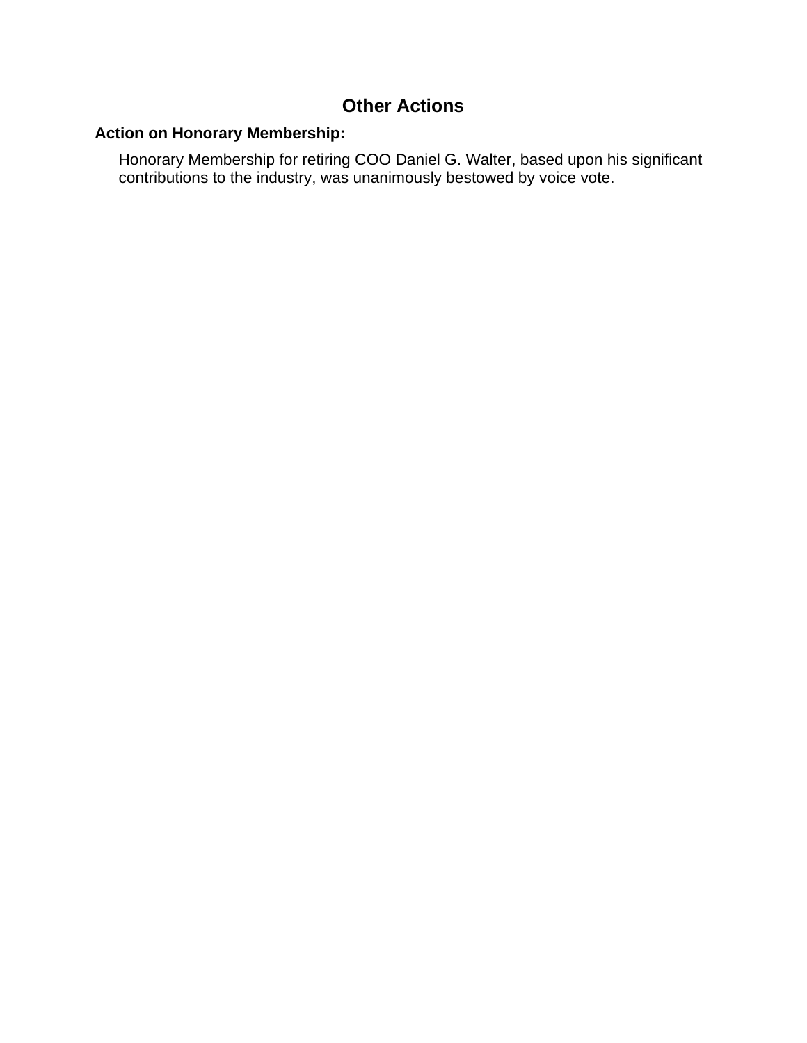## Other Actions

**Action on Honorary Membership:**

Honorary Membership for retiring COO Daniel G. Walter, based upon his significant contributions to the industry, was unanimously bestowed by voice vote.